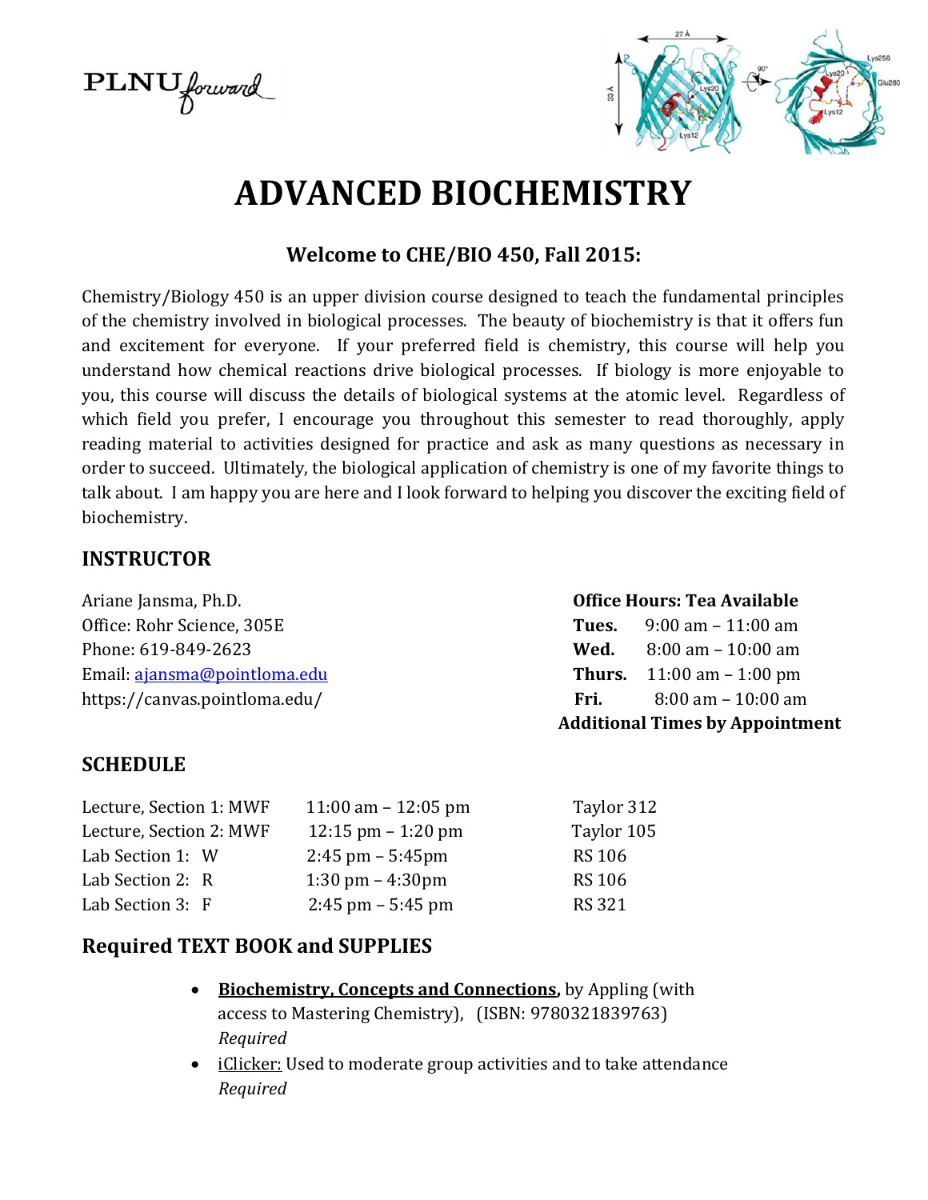PLNU forward

# ADVANCED BIOCHEMISTRY

### Welcome to CHE/BIO 450, Fall 2015:

Chemistry/Biology 450 is an upper division course designed to teach the fundamental principles of the chemistry involved in biological processes. The beauty of biochemistry is that it offers fun and excitement for everyone. If your preferred field is chemistry, this course will help you understand how chemical reactions drive biological processes. If biology is more enjoyable to you, this course will discuss the details of biological systems at the atomic level. Regardless of which field you prefer, I encourage you throughout this semester to read thoroughly, apply reading material to activities designed for practice and ask as many questions as necessary in order to succeed. Ultimately, the biological application of chemistry is one of my favorite things to talk about. I am happy you are here and I look forward to helping you discover the exciting field of biochemistry.

## INSTRUCTOR

Ariane Jansma, Ph.D.
Office: Rohr Science, 305E
Phone: 619-849-2623
Email: ajansma@pointloma.edu
https://canvas.pointloma.edu/

**Office Hours: Tea Available**

| | |
|---|---|
| **Tues.** | 9:00 am – 11:00 am |
| **Wed.** | 8:00 am – 10:00 am |
| **Thurs.** | 11:00 am – 1:00 pm |
| **Fri.** | 8:00 am – 10:00 am |

**Additional Times by Appointment**

## SCHEDULE

| | | |
|---|---|---|
| Lecture, Section 1: MWF | 11:00 am – 12:05 pm | Taylor 312 |
| Lecture, Section 2: MWF | 12:15 pm – 1:20 pm | Taylor 105 |
| Lab Section 1: W | 2:45 pm – 5:45pm | RS 106 |
| Lab Section 2: R | 1:30 pm – 4:30pm | RS 106 |
| Lab Section 3: F | 2:45 pm – 5:45 pm | RS 321 |

## Required TEXT BOOK and SUPPLIES

- **Biochemistry, Concepts and Connections,** by Appling (with access to Mastering Chemistry), (ISBN: 9780321839763) *Required*
- iClicker: Used to moderate group activities and to take attendance *Required*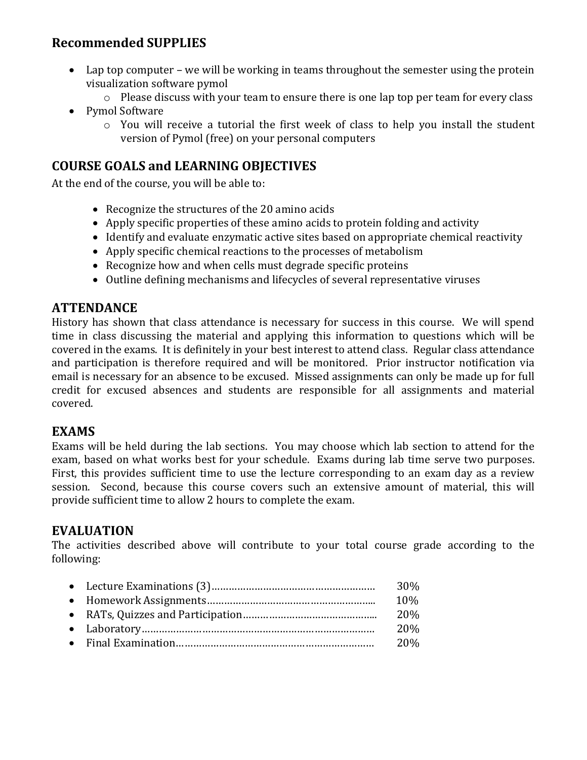## Recommended SUPPLIES

- Lap top computer – we will be working in teams throughout the semester using the protein visualization software pymol
  - Please discuss with your team to ensure there is one lap top per team for every class
- Pymol Software
  - You will receive a tutorial the first week of class to help you install the student version of Pymol (free) on your personal computers

## COURSE GOALS and LEARNING OBJECTIVES

At the end of the course, you will be able to:

- Recognize the structures of the 20 amino acids
- Apply specific properties of these amino acids to protein folding and activity
- Identify and evaluate enzymatic active sites based on appropriate chemical reactivity
- Apply specific chemical reactions to the processes of metabolism
- Recognize how and when cells must degrade specific proteins
- Outline defining mechanisms and lifecycles of several representative viruses

## ATTENDANCE

History has shown that class attendance is necessary for success in this course. We will spend time in class discussing the material and applying this information to questions which will be covered in the exams. It is definitely in your best interest to attend class. Regular class attendance and participation is therefore required and will be monitored. Prior instructor notification via email is necessary for an absence to be excused. Missed assignments can only be made up for full credit for excused absences and students are responsible for all assignments and material covered.

## EXAMS

Exams will be held during the lab sections. You may choose which lab section to attend for the exam, based on what works best for your schedule. Exams during lab time serve two purposes. First, this provides sufficient time to use the lecture corresponding to an exam day as a review session. Second, because this course covers such an extensive amount of material, this will provide sufficient time to allow 2 hours to complete the exam.

## EVALUATION

The activities described above will contribute to your total course grade according to the following:

- Lecture Examinations (3)………………………………………………… 30%
- Homework Assignments………………………………………………….. 10%
- RATs, Quizzes and Participation……………………………………….. 20%
- Laboratory…………………………………………………………………… 20%
- Final Examination…………………………………………………………… 20%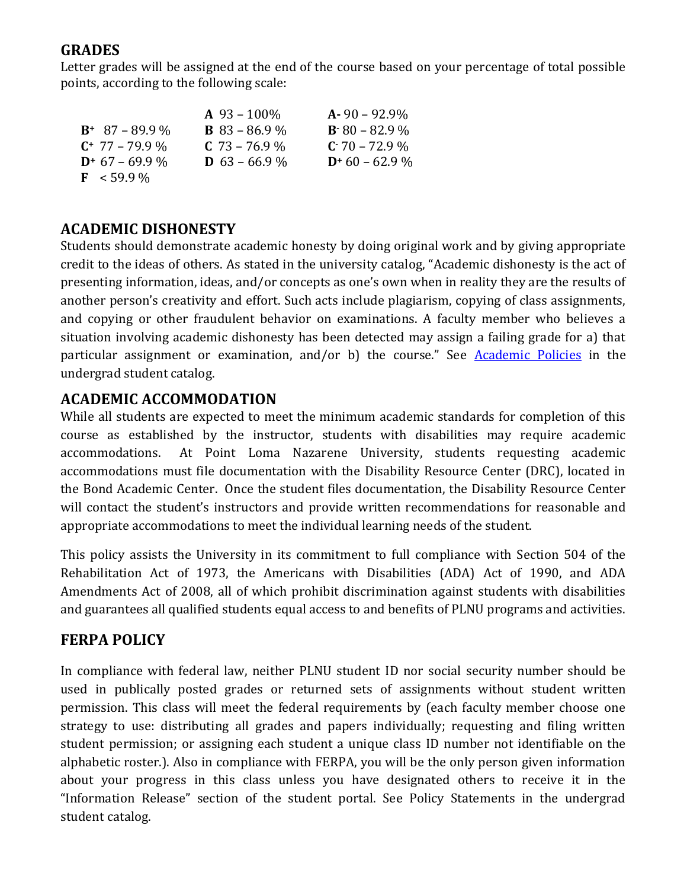## GRADES

Letter grades will be assigned at the end of the course based on your percentage of total possible points, according to the following scale:

| | | |
|---|---|---|
| | **A** 93 – 100% | **A-** 90 – 92.9% |
| **B+** 87 – 89.9 % | **B** 83 – 86.9 % | **B-** 80 – 82.9 % |
| **C+** 77 – 79.9 % | **C** 73 – 76.9 % | **C-** 70 – 72.9 % |
| **D+** 67 – 69.9 % | **D** 63 – 66.9 % | **D+** 60 – 62.9 % |
| **F** < 59.9 % | | |

## ACADEMIC DISHONESTY

Students should demonstrate academic honesty by doing original work and by giving appropriate credit to the ideas of others. As stated in the university catalog, "Academic dishonesty is the act of presenting information, ideas, and/or concepts as one's own when in reality they are the results of another person's creativity and effort. Such acts include plagiarism, copying of class assignments, and copying or other fraudulent behavior on examinations. A faculty member who believes a situation involving academic dishonesty has been detected may assign a failing grade for a) that particular assignment or examination, and/or b) the course." See Academic Policies in the undergrad student catalog.

## ACADEMIC ACCOMMODATION

While all students are expected to meet the minimum academic standards for completion of this course as established by the instructor, students with disabilities may require academic accommodations. At Point Loma Nazarene University, students requesting academic accommodations must file documentation with the Disability Resource Center (DRC), located in the Bond Academic Center. Once the student files documentation, the Disability Resource Center will contact the student's instructors and provide written recommendations for reasonable and appropriate accommodations to meet the individual learning needs of the student.

This policy assists the University in its commitment to full compliance with Section 504 of the Rehabilitation Act of 1973, the Americans with Disabilities (ADA) Act of 1990, and ADA Amendments Act of 2008, all of which prohibit discrimination against students with disabilities and guarantees all qualified students equal access to and benefits of PLNU programs and activities.

## FERPA POLICY

In compliance with federal law, neither PLNU student ID nor social security number should be used in publically posted grades or returned sets of assignments without student written permission. This class will meet the federal requirements by (each faculty member choose one strategy to use: distributing all grades and papers individually; requesting and filing written student permission; or assigning each student a unique class ID number not identifiable on the alphabetic roster.). Also in compliance with FERPA, you will be the only person given information about your progress in this class unless you have designated others to receive it in the "Information Release" section of the student portal. See Policy Statements in the undergrad student catalog.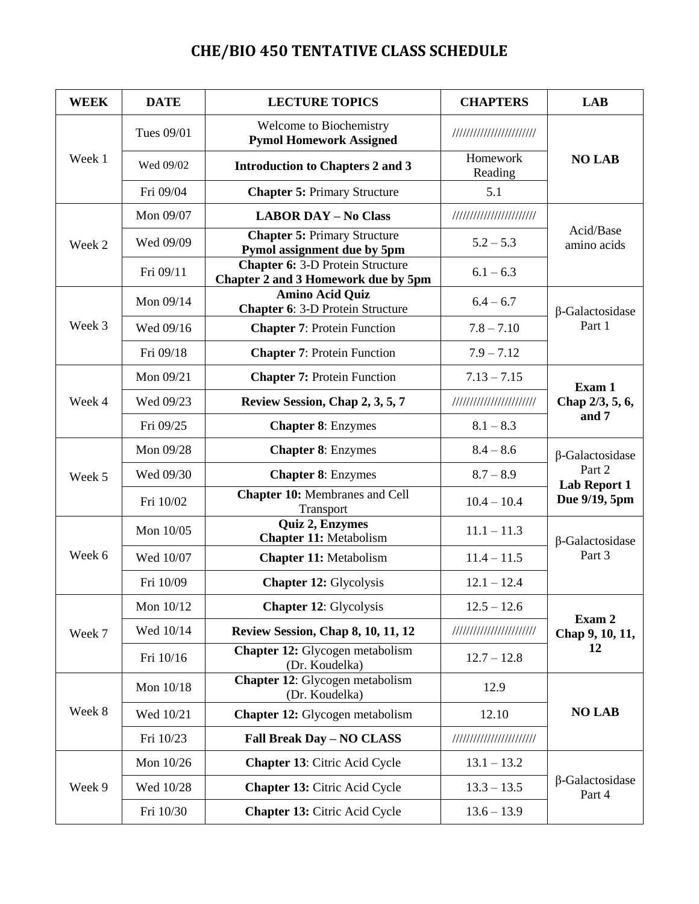# CHE/BIO 450 TENTATIVE CLASS SCHEDULE

| WEEK | DATE | LECTURE TOPICS | CHAPTERS | LAB |
|---|---|---|---|---|
| Week 1 | Tues 09/01 | Welcome to Biochemistry **Pymol Homework Assigned** | ////////////////////// | **NO LAB** |
| | Wed 09/02 | **Introduction to Chapters 2 and 3** | Homework Reading | |
| | Fri 09/04 | **Chapter 5:** Primary Structure | 5.1 | |
| Week 2 | Mon 09/07 | **LABOR DAY – No Class** | ////////////////////// | Acid/Base amino acids |
| | Wed 09/09 | **Chapter 5:** Primary Structure **Pymol assignment due by 5pm** | 5.2 – 5.3 | |
| | Fri 09/11 | **Chapter 6:** 3-D Protein Structure **Chapter 2 and 3 Homework due by 5pm** | 6.1 – 6.3 | |
| Week 3 | Mon 09/14 | **Amino Acid Quiz** **Chapter 6**: 3-D Protein Structure | 6.4 – 6.7 | β-Galactosidase Part 1 |
| | Wed 09/16 | **Chapter 7**: Protein Function | 7.8 – 7.10 | |
| | Fri 09/18 | **Chapter 7**: Protein Function | 7.9 – 7.12 | |
| Week 4 | Mon 09/21 | **Chapter 7:** Protein Function | 7.13 – 7.15 | **Exam 1 Chap 2/3, 5, 6, and 7** |
| | Wed 09/23 | **Review Session, Chap 2, 3, 5, 7** | ////////////////////// | |
| | Fri 09/25 | **Chapter 8**: Enzymes | 8.1 – 8.3 | |
| Week 5 | Mon 09/28 | **Chapter 8**: Enzymes | 8.4 – 8.6 | β-Galactosidase Part 2 **Lab Report 1 Due 9/19, 5pm** |
| | Wed 09/30 | **Chapter 8**: Enzymes | 8.7 – 8.9 | |
| | Fri 10/02 | **Chapter 10:** Membranes and Cell Transport | 10.4 – 10.4 | |
| Week 6 | Mon 10/05 | **Quiz 2, Enzymes** **Chapter 11:** Metabolism | 11.1 – 11.3 | β-Galactosidase Part 3 |
| | Wed 10/07 | **Chapter 11:** Metabolism | 11.4 – 11.5 | |
| | Fri 10/09 | **Chapter 12:** Glycolysis | 12.1 – 12.4 | |
| Week 7 | Mon 10/12 | **Chapter 12**: Glycolysis | 12.5 – 12.6 | **Exam 2 Chap 9, 10, 11, 12** |
| | Wed 10/14 | **Review Session, Chap 8, 10, 11, 12** | ////////////////////// | |
| | Fri 10/16 | **Chapter 12:** Glycogen metabolism (Dr. Koudelka) | 12.7 – 12.8 | |
| Week 8 | Mon 10/18 | **Chapter 12**: Glycogen metabolism (Dr. Koudelka) | 12.9 | **NO LAB** |
| | Wed 10/21 | **Chapter 12:** Glycogen metabolism | 12.10 | |
| | Fri 10/23 | **Fall Break Day – NO CLASS** | ////////////////////// | |
| Week 9 | Mon 10/26 | **Chapter 13**: Citric Acid Cycle | 13.1 – 13.2 | β-Galactosidase Part 4 |
| | Wed 10/28 | **Chapter 13:** Citric Acid Cycle | 13.3 – 13.5 | |
| | Fri 10/30 | **Chapter 13:** Citric Acid Cycle | 13.6 – 13.9 | |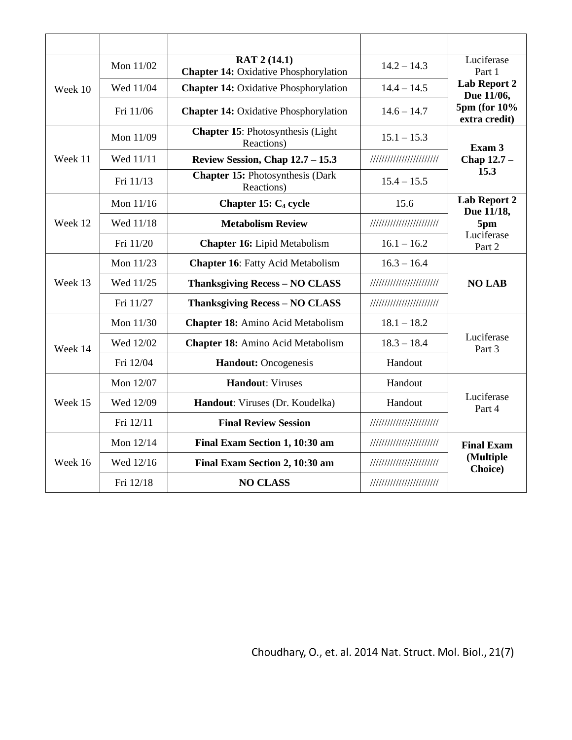| | | | | |
|---|---|---|---|---|
| Week 10 | Mon 11/02 | **RAT 2 (14.1)** **Chapter 14:** Oxidative Phosphorylation | 14.2 – 14.3 | Luciferase Part 1 **Lab Report 2 Due 11/06, 5pm (for 10% extra credit)** |
| | Wed 11/04 | **Chapter 14:** Oxidative Phosphorylation | 14.4 – 14.5 | |
| | Fri 11/06 | **Chapter 14:** Oxidative Phosphorylation | 14.6 – 14.7 | |
| Week 11 | Mon 11/09 | **Chapter 15**: Photosynthesis (Light Reactions) | 15.1 – 15.3 | **Exam 3 Chap 12.7 – 15.3** |
| | Wed 11/11 | **Review Session, Chap 12.7 – 15.3** | ////////////////////// | |
| | Fri 11/13 | **Chapter 15:** Photosynthesis (Dark Reactions) | 15.4 – 15.5 | |
| Week 12 | Mon 11/16 | **Chapter 15: $C_4$ cycle** | 15.6 | **Lab Report 2 Due 11/18, 5pm** Luciferase Part 2 |
| | Wed 11/18 | **Metabolism Review** | ////////////////////// | |
| | Fri 11/20 | **Chapter 16:** Lipid Metabolism | 16.1 – 16.2 | |
| Week 13 | Mon 11/23 | **Chapter 16**: Fatty Acid Metabolism | 16.3 – 16.4 | **NO LAB** |
| | Wed 11/25 | **Thanksgiving Recess – NO CLASS** | ////////////////////// | |
| | Fri 11/27 | **Thanksgiving Recess – NO CLASS** | ////////////////////// | |
| Week 14 | Mon 11/30 | **Chapter 18:** Amino Acid Metabolism | 18.1 – 18.2 | Luciferase Part 3 |
| | Wed 12/02 | **Chapter 18:** Amino Acid Metabolism | 18.3 – 18.4 | |
| | Fri 12/04 | **Handout:** Oncogenesis | Handout | |
| Week 15 | Mon 12/07 | **Handout**: Viruses | Handout | Luciferase Part 4 |
| | Wed 12/09 | **Handout**: Viruses (Dr. Koudelka) | Handout | |
| | Fri 12/11 | **Final Review Session** | ////////////////////// | |
| Week 16 | Mon 12/14 | **Final Exam Section 1, 10:30 am** | ////////////////////// | **Final Exam (Multiple Choice)** |
| | Wed 12/16 | **Final Exam Section 2, 10:30 am** | ////////////////////// | |
| | Fri 12/18 | **NO CLASS** | ////////////////////// | |

Choudhary, O., et. al. 2014 Nat. Struct. Mol. Biol., 21(7)